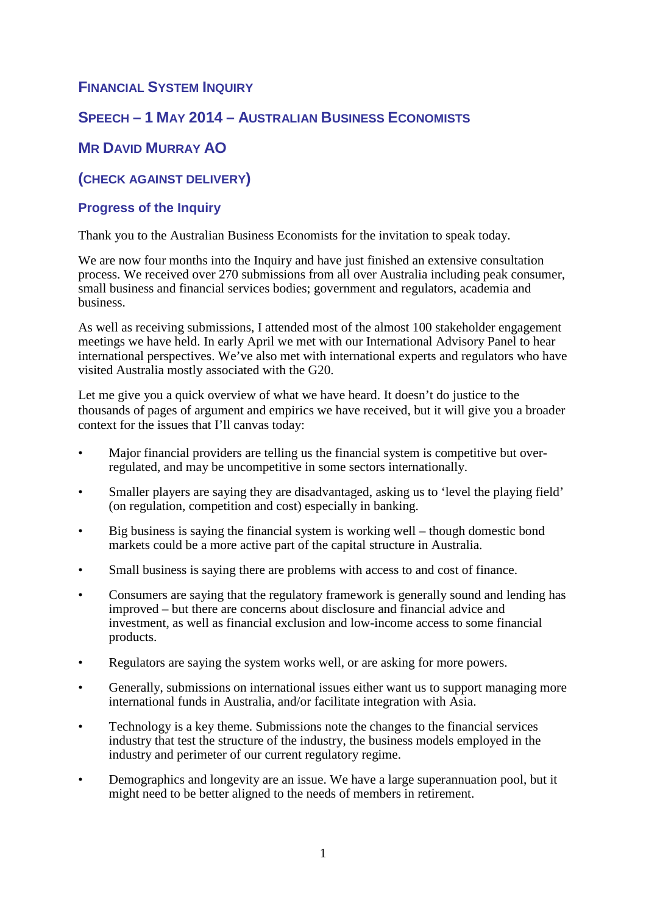# Financial System Inquiry

## Speech – 1 May 2014 – Australian Business Economists

## Mr David Murray AO

## (Check against delivery)

### Progress of the Inquiry

Thank you to the Australian Business Economists for the invitation to speak today.

We are now four months into the Inquiry and have just finished an extensive consultation process. We received over 270 submissions from all over Australia including peak consumer, small business and financial services bodies; government and regulators, academia and business.

As well as receiving submissions, I attended most of the almost 100 stakeholder engagement meetings we have held. In early April we met with our International Advisory Panel to hear international perspectives. We've also met with international experts and regulators who have visited Australia mostly associated with the G20.

Let me give you a quick overview of what we have heard. It doesn't do justice to the thousands of pages of argument and empirics we have received, but it will give you a broader context for the issues that I'll canvas today:

- Major financial providers are telling us the financial system is competitive but over-regulated, and may be uncompetitive in some sectors internationally.
- Smaller players are saying they are disadvantaged, asking us to 'level the playing field' (on regulation, competition and cost) especially in banking.
- Big business is saying the financial system is working well – though domestic bond markets could be a more active part of the capital structure in Australia.
- Small business is saying there are problems with access to and cost of finance.
- Consumers are saying that the regulatory framework is generally sound and lending has improved – but there are concerns about disclosure and financial advice and investment, as well as financial exclusion and low-income access to some financial products.
- Regulators are saying the system works well, or are asking for more powers.
- Generally, submissions on international issues either want us to support managing more international funds in Australia, and/or facilitate integration with Asia.
- Technology is a key theme. Submissions note the changes to the financial services industry that test the structure of the industry, the business models employed in the industry and perimeter of our current regulatory regime.
- Demographics and longevity are an issue. We have a large superannuation pool, but it might need to be better aligned to the needs of members in retirement.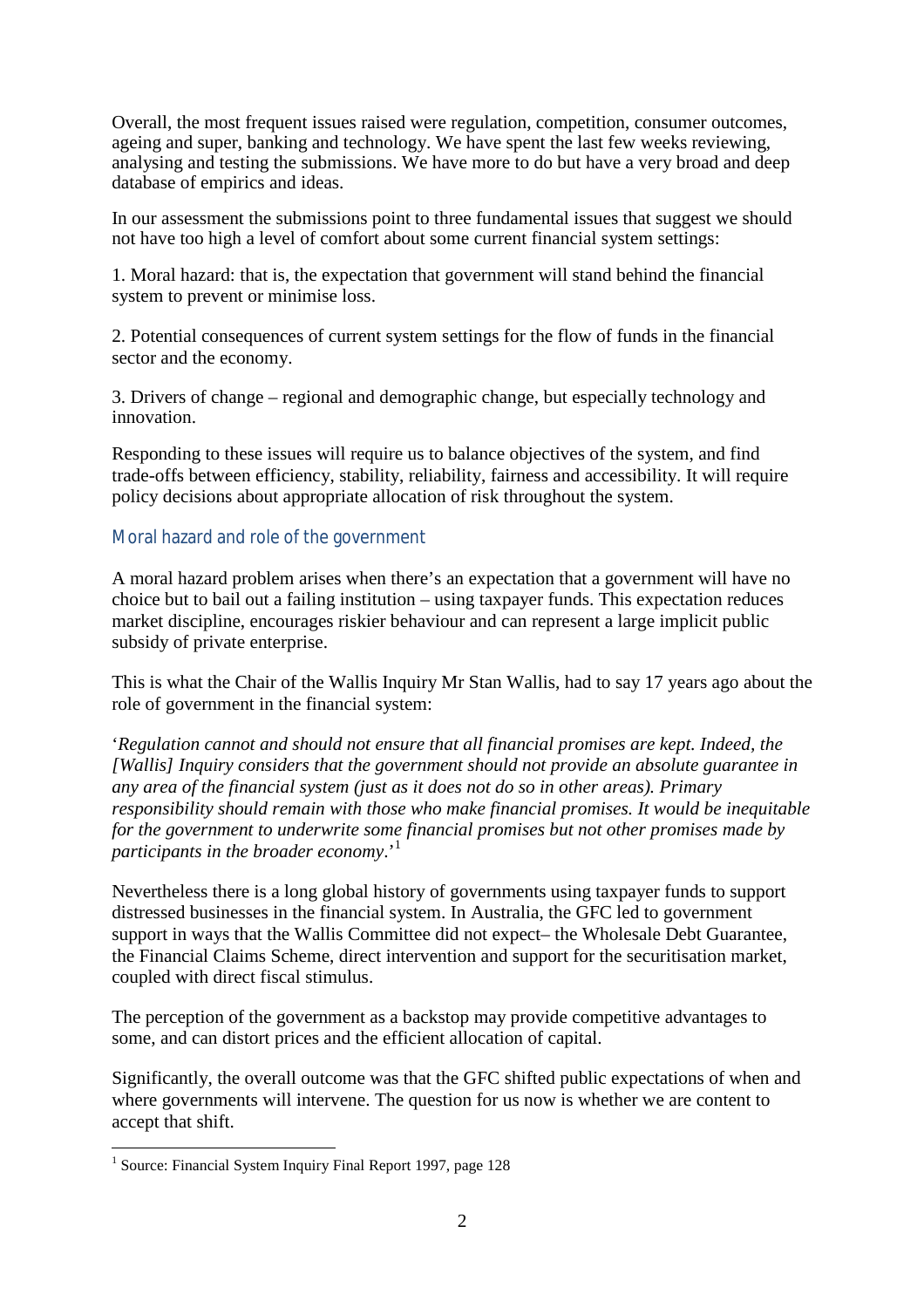Overall, the most frequent issues raised were regulation, competition, consumer outcomes, ageing and super, banking and technology. We have spent the last few weeks reviewing, analysing and testing the submissions. We have more to do but have a very broad and deep database of empirics and ideas.

In our assessment the submissions point to three fundamental issues that suggest we should not have too high a level of comfort about some current financial system settings:

1. Moral hazard: that is, the expectation that government will stand behind the financial system to prevent or minimise loss.

2. Potential consequences of current system settings for the flow of funds in the financial sector and the economy.

3. Drivers of change – regional and demographic change, but especially technology and innovation.

Responding to these issues will require us to balance objectives of the system, and find trade-offs between efficiency, stability, reliability, fairness and accessibility. It will require policy decisions about appropriate allocation of risk throughout the system.

## Moral hazard and role of the government

A moral hazard problem arises when there's an expectation that a government will have no choice but to bail out a failing institution – using taxpayer funds. This expectation reduces market discipline, encourages riskier behaviour and can represent a large implicit public subsidy of private enterprise.

This is what the Chair of the Wallis Inquiry Mr Stan Wallis, had to say 17 years ago about the role of government in the financial system:

'*Regulation cannot and should not ensure that all financial promises are kept. Indeed, the [Wallis] Inquiry considers that the government should not provide an absolute guarantee in any area of the financial system (just as it does not do so in other areas). Primary responsibility should remain with those who make financial promises. It would be inequitable for the government to underwrite some financial promises but not other promises made by participants in the broader economy*.'[1]

Nevertheless there is a long global history of governments using taxpayer funds to support distressed businesses in the financial system. In Australia, the GFC led to government support in ways that the Wallis Committee did not expect– the Wholesale Debt Guarantee, the Financial Claims Scheme, direct intervention and support for the securitisation market, coupled with direct fiscal stimulus.

The perception of the government as a backstop may provide competitive advantages to some, and can distort prices and the efficient allocation of capital.

Significantly, the overall outcome was that the GFC shifted public expectations of when and where governments will intervene. The question for us now is whether we are content to accept that shift.

[1] Source: Financial System Inquiry Final Report 1997, page 128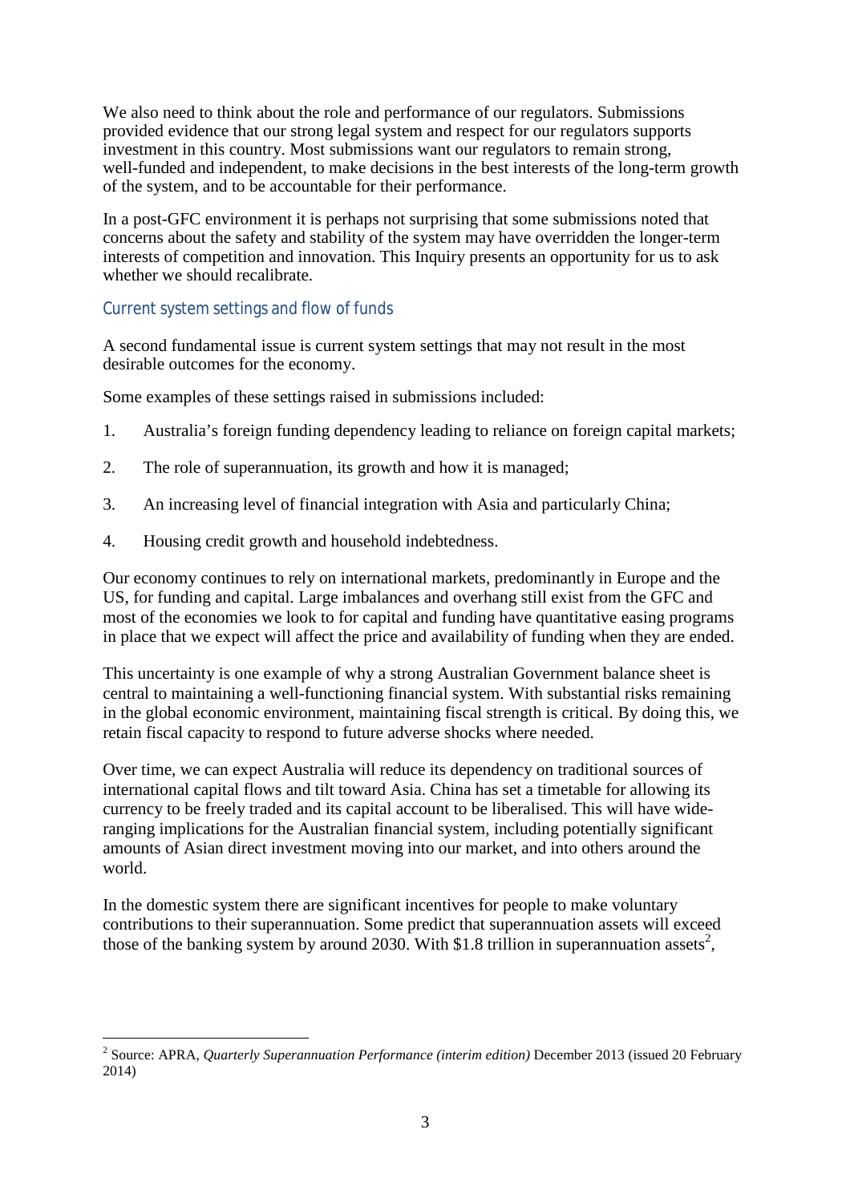We also need to think about the role and performance of our regulators. Submissions provided evidence that our strong legal system and respect for our regulators supports investment in this country. Most submissions want our regulators to remain strong, well-funded and independent, to make decisions in the best interests of the long-term growth of the system, and to be accountable for their performance.

In a post-GFC environment it is perhaps not surprising that some submissions noted that concerns about the safety and stability of the system may have overridden the longer-term interests of competition and innovation. This Inquiry presents an opportunity for us to ask whether we should recalibrate.

### Current system settings and flow of funds

A second fundamental issue is current system settings that may not result in the most desirable outcomes for the economy.

Some examples of these settings raised in submissions included:

1. Australia's foreign funding dependency leading to reliance on foreign capital markets;
2. The role of superannuation, its growth and how it is managed;
3. An increasing level of financial integration with Asia and particularly China;
4. Housing credit growth and household indebtedness.

Our economy continues to rely on international markets, predominantly in Europe and the US, for funding and capital. Large imbalances and overhang still exist from the GFC and most of the economies we look to for capital and funding have quantitative easing programs in place that we expect will affect the price and availability of funding when they are ended.

This uncertainty is one example of why a strong Australian Government balance sheet is central to maintaining a well-functioning financial system. With substantial risks remaining in the global economic environment, maintaining fiscal strength is critical. By doing this, we retain fiscal capacity to respond to future adverse shocks where needed.

Over time, we can expect Australia will reduce its dependency on traditional sources of international capital flows and tilt toward Asia. China has set a timetable for allowing its currency to be freely traded and its capital account to be liberalised. This will have wide-ranging implications for the Australian financial system, including potentially significant amounts of Asian direct investment moving into our market, and into others around the world.

In the domestic system there are significant incentives for people to make voluntary contributions to their superannuation. Some predict that superannuation assets will exceed those of the banking system by around 2030. With $1.8 trillion in superannuation assets[2],

---

[2] Source: APRA, *Quarterly Superannuation Performance (interim edition)* December 2013 (issued 20 February 2014)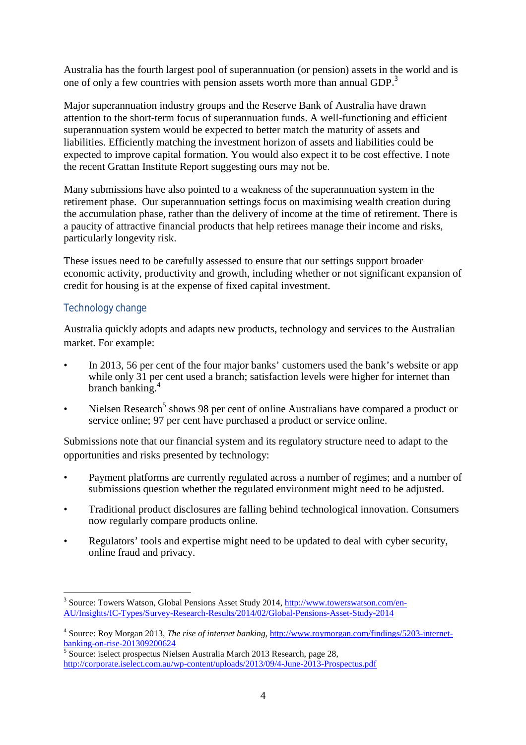Australia has the fourth largest pool of superannuation (or pension) assets in the world and is one of only a few countries with pension assets worth more than annual GDP.[3]

Major superannuation industry groups and the Reserve Bank of Australia have drawn attention to the short-term focus of superannuation funds. A well-functioning and efficient superannuation system would be expected to better match the maturity of assets and liabilities. Efficiently matching the investment horizon of assets and liabilities could be expected to improve capital formation. You would also expect it to be cost effective. I note the recent Grattan Institute Report suggesting ours may not be.

Many submissions have also pointed to a weakness of the superannuation system in the retirement phase. Our superannuation settings focus on maximising wealth creation during the accumulation phase, rather than the delivery of income at the time of retirement. There is a paucity of attractive financial products that help retirees manage their income and risks, particularly longevity risk.

These issues need to be carefully assessed to ensure that our settings support broader economic activity, productivity and growth, including whether or not significant expansion of credit for housing is at the expense of fixed capital investment.

## Technology change

Australia quickly adopts and adapts new products, technology and services to the Australian market. For example:

- In 2013, 56 per cent of the four major banks' customers used the bank's website or app while only 31 per cent used a branch; satisfaction levels were higher for internet than branch banking.[4]
- Nielsen Research[5] shows 98 per cent of online Australians have compared a product or service online; 97 per cent have purchased a product or service online.

Submissions note that our financial system and its regulatory structure need to adapt to the opportunities and risks presented by technology:

- Payment platforms are currently regulated across a number of regimes; and a number of submissions question whether the regulated environment might need to be adjusted.
- Traditional product disclosures are falling behind technological innovation. Consumers now regularly compare products online.
- Regulators' tools and expertise might need to be updated to deal with cyber security, online fraud and privacy.

---

[3] Source: Towers Watson, Global Pensions Asset Study 2014, http://www.towerswatson.com/en-AU/Insights/IC-Types/Survey-Research-Results/2014/02/Global-Pensions-Asset-Study-2014

[4] Source: Roy Morgan 2013, *The rise of internet banking*, http://www.roymorgan.com/findings/5203-internet-banking-on-rise-201309200624

[5] Source: iselect prospectus Nielsen Australia March 2013 Research, page 28, http://corporate.iselect.com.au/wp-content/uploads/2013/09/4-June-2013-Prospectus.pdf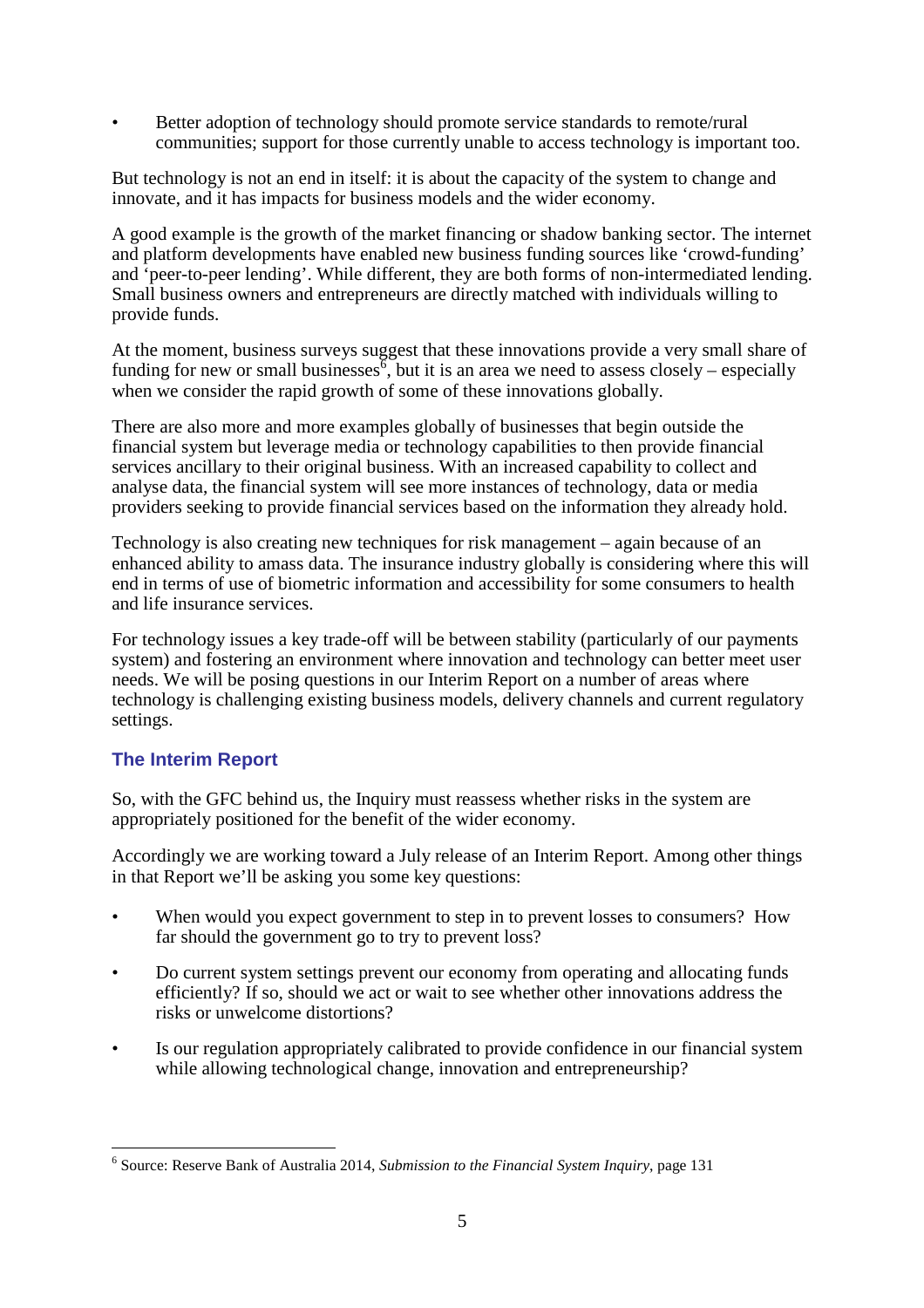- Better adoption of technology should promote service standards to remote/rural communities; support for those currently unable to access technology is important too.

But technology is not an end in itself: it is about the capacity of the system to change and innovate, and it has impacts for business models and the wider economy.

A good example is the growth of the market financing or shadow banking sector. The internet and platform developments have enabled new business funding sources like 'crowd-funding' and 'peer-to-peer lending'. While different, they are both forms of non-intermediated lending. Small business owners and entrepreneurs are directly matched with individuals willing to provide funds.

At the moment, business surveys suggest that these innovations provide a very small share of funding for new or small businesses[6], but it is an area we need to assess closely – especially when we consider the rapid growth of some of these innovations globally.

There are also more and more examples globally of businesses that begin outside the financial system but leverage media or technology capabilities to then provide financial services ancillary to their original business. With an increased capability to collect and analyse data, the financial system will see more instances of technology, data or media providers seeking to provide financial services based on the information they already hold.

Technology is also creating new techniques for risk management – again because of an enhanced ability to amass data. The insurance industry globally is considering where this will end in terms of use of biometric information and accessibility for some consumers to health and life insurance services.

For technology issues a key trade-off will be between stability (particularly of our payments system) and fostering an environment where innovation and technology can better meet user needs. We will be posing questions in our Interim Report on a number of areas where technology is challenging existing business models, delivery channels and current regulatory settings.

## The Interim Report

So, with the GFC behind us, the Inquiry must reassess whether risks in the system are appropriately positioned for the benefit of the wider economy.

Accordingly we are working toward a July release of an Interim Report. Among other things in that Report we'll be asking you some key questions:

- When would you expect government to step in to prevent losses to consumers? How far should the government go to try to prevent loss?
- Do current system settings prevent our economy from operating and allocating funds efficiently? If so, should we act or wait to see whether other innovations address the risks or unwelcome distortions?
- Is our regulation appropriately calibrated to provide confidence in our financial system while allowing technological change, innovation and entrepreneurship?

---

[6] Source: Reserve Bank of Australia 2014, *Submission to the Financial System Inquiry*, page 131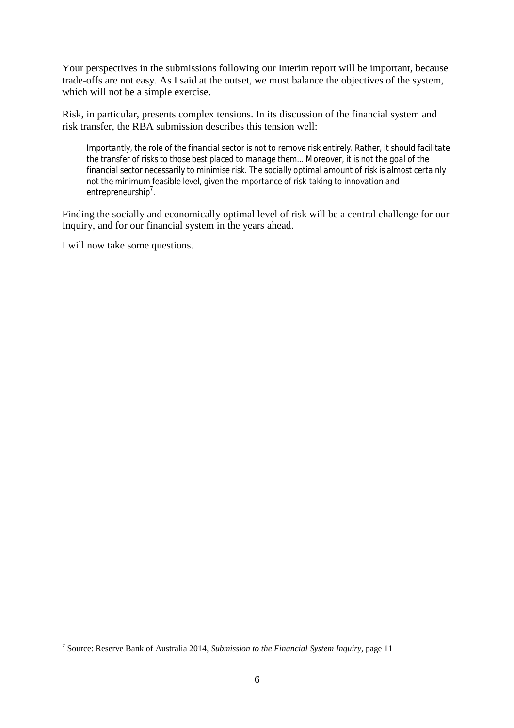Your perspectives in the submissions following our Interim report will be important, because trade-offs are not easy. As I said at the outset, we must balance the objectives of the system, which will not be a simple exercise.

Risk, in particular, presents complex tensions. In its discussion of the financial system and risk transfer, the RBA submission describes this tension well:

> *Importantly, the role of the financial sector is not to remove risk entirely. Rather, it should facilitate the transfer of risks to those best placed to manage them… Moreover, it is not the goal of the financial sector necessarily to minimise risk. The socially optimal amount of risk is almost certainly not the minimum feasible level, given the importance of risk-taking to innovation and entrepreneurship*[7].

Finding the socially and economically optimal level of risk will be a central challenge for our Inquiry, and for our financial system in the years ahead.

I will now take some questions.

---

[7] Source: Reserve Bank of Australia 2014, *Submission to the Financial System Inquiry*, page 11